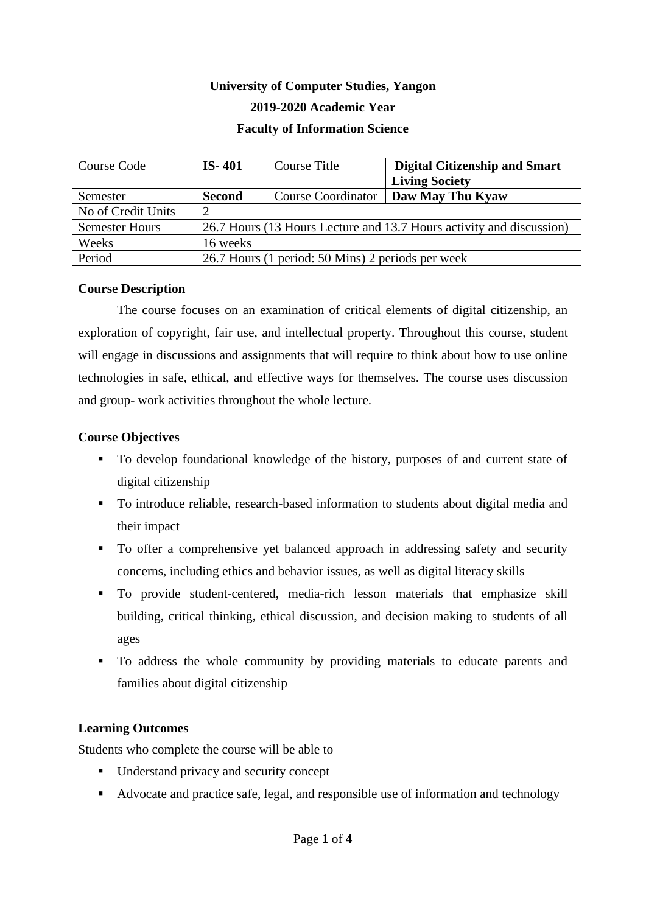**University of Computer Studies, Yangon**

**2019-2020 Academic Year**

**Faculty of Information Science**

| Course Code | **IS- 401** | Course Title | **Digital Citizenship and Smart Living Society** |
|---|---|---|---|
| Semester | **Second** | Course Coordinator | **Daw May Thu Kyaw** |
| No of Credit Units | 2 | | |
| Semester Hours | 26.7 Hours (13 Hours Lecture and 13.7 Hours activity and discussion) | | |
| Weeks | 16 weeks | | |
| Period | 26.7 Hours (1 period: 50 Mins) 2 periods per week | | |

**Course Description**

The course focuses on an examination of critical elements of digital citizenship, an exploration of copyright, fair use, and intellectual property. Throughout this course, student will engage in discussions and assignments that will require to think about how to use online technologies in safe, ethical, and effective ways for themselves. The course uses discussion and group- work activities throughout the whole lecture.

**Course Objectives**

- To develop foundational knowledge of the history, purposes of and current state of digital citizenship
- To introduce reliable, research-based information to students about digital media and their impact
- To offer a comprehensive yet balanced approach in addressing safety and security concerns, including ethics and behavior issues, as well as digital literacy skills
- To provide student-centered, media-rich lesson materials that emphasize skill building, critical thinking, ethical discussion, and decision making to students of all ages
- To address the whole community by providing materials to educate parents and families about digital citizenship

**Learning Outcomes**

Students who complete the course will be able to

- Understand privacy and security concept
- Advocate and practice safe, legal, and responsible use of information and technology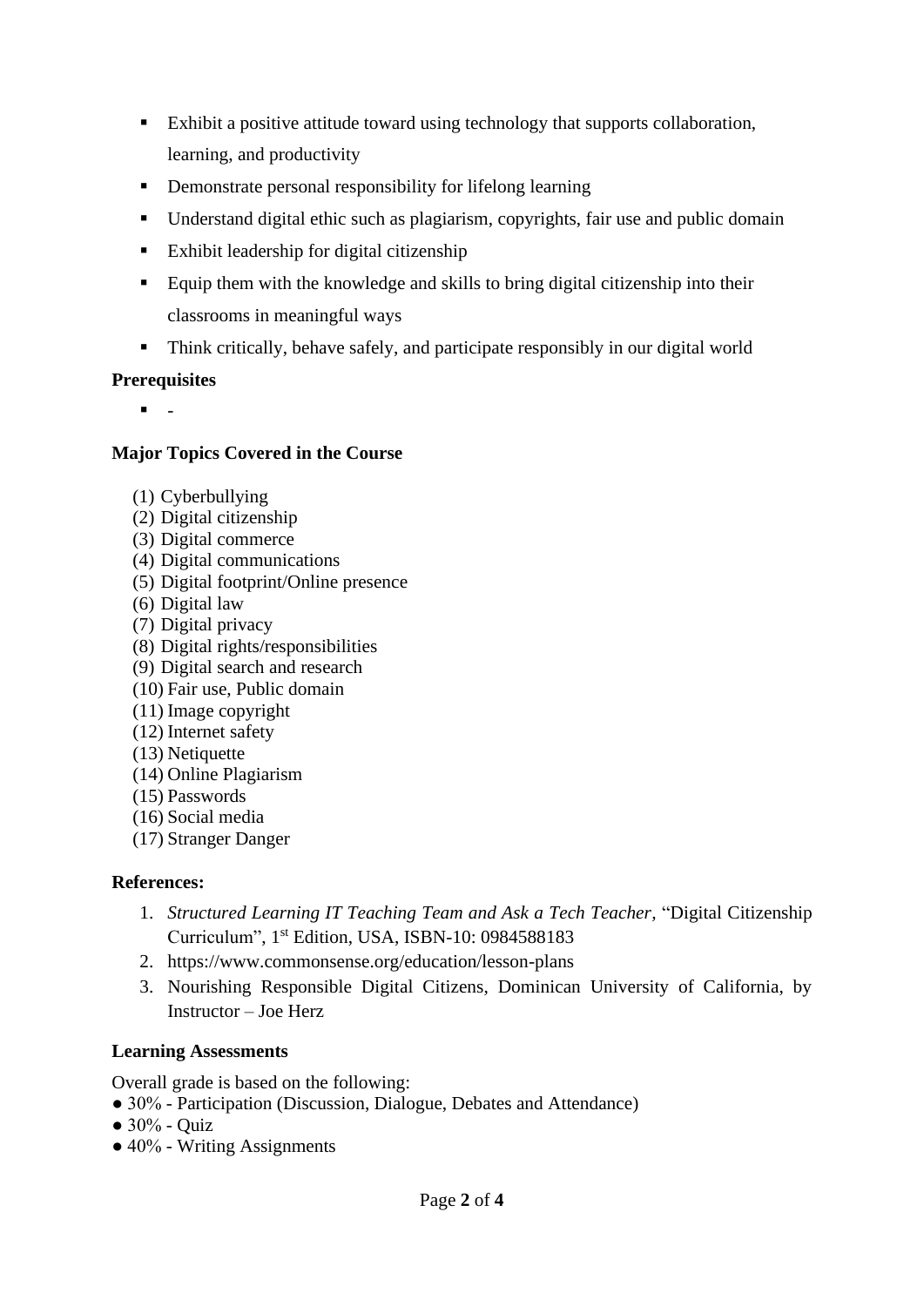- Exhibit a positive attitude toward using technology that supports collaboration, learning, and productivity
- Demonstrate personal responsibility for lifelong learning
- Understand digital ethic such as plagiarism, copyrights, fair use and public domain
- Exhibit leadership for digital citizenship
- Equip them with the knowledge and skills to bring digital citizenship into their classrooms in meaningful ways
- Think critically, behave safely, and participate responsibly in our digital world

**Prerequisites**

- -

**Major Topics Covered in the Course**

(1) Cyberbullying
(2) Digital citizenship
(3) Digital commerce
(4) Digital communications
(5) Digital footprint/Online presence
(6) Digital law
(7) Digital privacy
(8) Digital rights/responsibilities
(9) Digital search and research
(10) Fair use, Public domain
(11) Image copyright
(12) Internet safety
(13) Netiquette
(14) Online Plagiarism
(15) Passwords
(16) Social media
(17) Stranger Danger

**References:**

1. *Structured Learning IT Teaching Team and Ask a Tech Teacher,* "Digital Citizenship Curriculum", 1st Edition, USA, ISBN-10: 0984588183
2. https://www.commonsense.org/education/lesson-plans
3. Nourishing Responsible Digital Citizens, Dominican University of California, by Instructor – Joe Herz

**Learning Assessments**

Overall grade is based on the following:

- 30% - Participation (Discussion, Dialogue, Debates and Attendance)
- 30% - Quiz
- 40% - Writing Assignments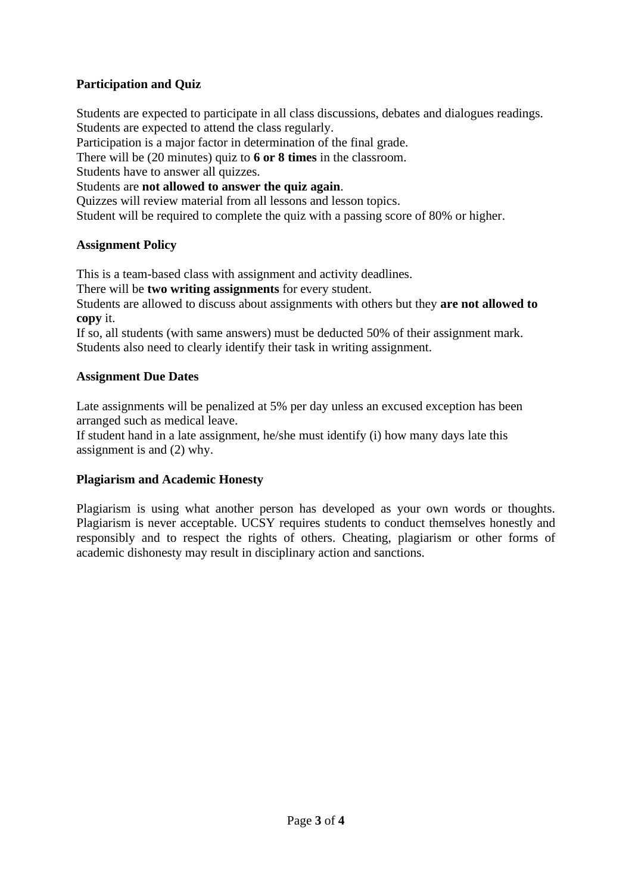**Participation and Quiz**

Students are expected to participate in all class discussions, debates and dialogues readings.
Students are expected to attend the class regularly.
Participation is a major factor in determination of the final grade.
There will be (20 minutes) quiz to **6 or 8 times** in the classroom.
Students have to answer all quizzes.
Students are **not allowed to answer the quiz again**.
Quizzes will review material from all lessons and lesson topics.
Student will be required to complete the quiz with a passing score of 80% or higher.

**Assignment Policy**

This is a team-based class with assignment and activity deadlines.
There will be **two writing assignments** for every student.
Students are allowed to discuss about assignments with others but they **are not allowed to copy** it.
If so, all students (with same answers) must be deducted 50% of their assignment mark.
Students also need to clearly identify their task in writing assignment.

**Assignment Due Dates**

Late assignments will be penalized at 5% per day unless an excused exception has been arranged such as medical leave.
If student hand in a late assignment, he/she must identify (i) how many days late this assignment is and (2) why.

**Plagiarism and Academic Honesty**

Plagiarism is using what another person has developed as your own words or thoughts. Plagiarism is never acceptable. UCSY requires students to conduct themselves honestly and responsibly and to respect the rights of others. Cheating, plagiarism or other forms of academic dishonesty may result in disciplinary action and sanctions.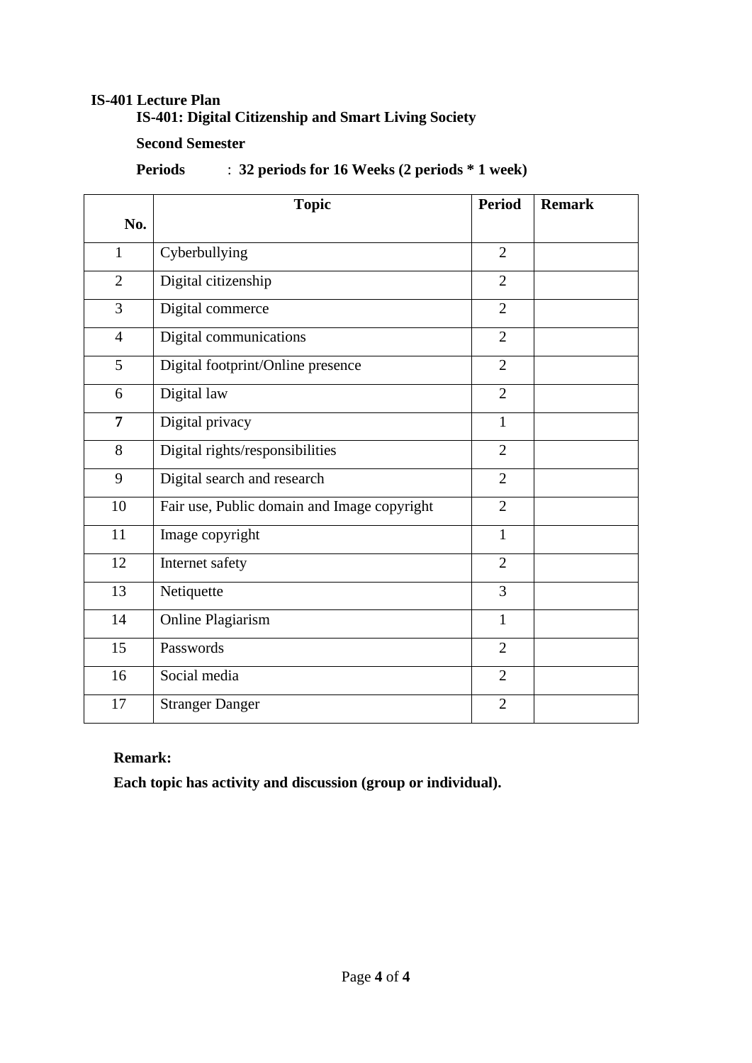**IS-401 Lecture Plan**

**IS-401: Digital Citizenship and Smart Living Society**

**Second Semester**

**Periods** : **32 periods for 16 Weeks (2 periods * 1 week)**

| No. | Topic | Period | Remark |
|---|---|---|---|
| 1 | Cyberbullying | 2 | |
| 2 | Digital citizenship | 2 | |
| 3 | Digital commerce | 2 | |
| 4 | Digital communications | 2 | |
| 5 | Digital footprint/Online presence | 2 | |
| 6 | Digital law | 2 | |
| **7** | Digital privacy | 1 | |
| 8 | Digital rights/responsibilities | 2 | |
| 9 | Digital search and research | 2 | |
| 10 | Fair use, Public domain and Image copyright | 2 | |
| 11 | Image copyright | 1 | |
| 12 | Internet safety | 2 | |
| 13 | Netiquette | 3 | |
| 14 | Online Plagiarism | 1 | |
| 15 | Passwords | 2 | |
| 16 | Social media | 2 | |
| 17 | Stranger Danger | 2 | |

**Remark:**

**Each topic has activity and discussion (group or individual).**